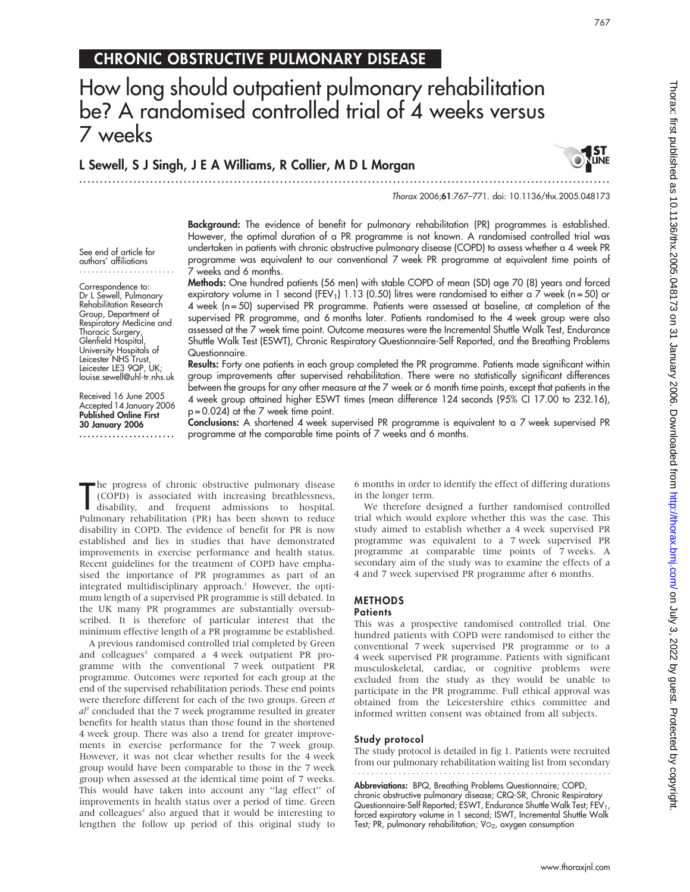# CHRONIC OBSTRUCTIVE PULMONARY DISEASE

# How long should outpatient pulmonary rehabilitation be? A randomised controlled trial of 4 weeks versus 7 weeks

**L Sewell, S J Singh, J E A Williams, R Collier, M D L Morgan**

See end of article for authors' affiliations

Correspondence to: Dr L Sewell, Pulmonary Rehabilitation Research Group, Department of Respiratory Medicine and Thoracic Surgery, Glenfield Hospital, University Hospitals of Leicester NHS Trust, Leicester LE3 9QP, UK; louise.sewell@uhl-tr.nhs.uk

Received 16 June 2005
Accepted 14 January 2006
**Published Online First 30 January 2006**

**Background:** The evidence of benefit for pulmonary rehabilitation (PR) programmes is established. However, the optimal duration of a PR programme is not known. A randomised controlled trial was undertaken in patients with chronic obstructive pulmonary disease (COPD) to assess whether a 4 week PR programme was equivalent to our conventional 7 week PR programme at equivalent time points of 7 weeks and 6 months.

**Methods:** One hundred patients (56 men) with stable COPD of mean (SD) age 70 (8) years and forced expiratory volume in 1 second ($FEV_1$) 1.13 (0.50) litres were randomised to either a 7 week (n = 50) or 4 week (n = 50) supervised PR programme. Patients were assessed at baseline, at completion of the supervised PR programme, and 6 months later. Patients randomised to the 4 week group were also assessed at the 7 week time point. Outcome measures were the Incremental Shuttle Walk Test, Endurance Shuttle Walk Test (ESWT), Chronic Respiratory Questionnaire-Self Reported, and the Breathing Problems Questionnaire.

**Results:** Forty one patients in each group completed the PR programme. Patients made significant within group improvements after supervised rehabilitation. There were no statistically significant differences between the groups for any other measure at the 7 week or 6 month time points, except that patients in the 4 week group attained higher ESWT times (mean difference 124 seconds (95% CI 17.00 to 232.16), p = 0.024) at the 7 week time point.

**Conclusions:** A shortened 4 week supervised PR programme is equivalent to a 7 week supervised PR programme at the comparable time points of 7 weeks and 6 months.

The progress of chronic obstructive pulmonary disease (COPD) is associated with increasing breathlessness, disability, and frequent admissions to hospital. Pulmonary rehabilitation (PR) has been shown to reduce disability in COPD. The evidence of benefit for PR is now established and lies in studies that have demonstrated improvements in exercise performance and health status. Recent guidelines for the treatment of COPD have emphasised the importance of PR programmes as part of an integrated multidisciplinary approach.[1] However, the optimum length of a supervised PR programme is still debated. In the UK many PR programmes are substantially oversubscribed. It is therefore of particular interest that the minimum effective length of a PR programme be established.

A previous randomised controlled trial completed by Green and colleagues[2] compared a 4 week outpatient PR programme with the conventional 7 week outpatient PR programme. Outcomes were reported for each group at the end of the supervised rehabilitation periods. These end points were therefore different for each of the two groups. Green *et al*[2] concluded that the 7 week programme resulted in greater benefits for health status than those found in the shortened 4 week group. There was also a trend for greater improvements in exercise performance for the 7 week group. However, it was not clear whether results for the 4 week group would have been comparable to those in the 7 week group when assessed at the identical time point of 7 weeks. This would have taken into account any "lag effect" of improvements in health status over a period of time. Green and colleagues[2] also argued that it would be interesting to lengthen the follow up period of this original study to 6 months in order to identify the effect of differing durations in the longer term.

We therefore designed a further randomised controlled trial which would explore whether this was the case. This study aimed to establish whether a 4 week supervised PR programme was equivalent to a 7 week supervised PR programme at comparable time points of 7 weeks. A secondary aim of the study was to examine the effects of a 4 and 7 week supervised PR programme after 6 months.

## METHODS

### Patients

This was a prospective randomised controlled trial. One hundred patients with COPD were randomised to either the conventional 7 week supervised PR programme or to a 4 week supervised PR programme. Patients with significant musculoskeletal, cardiac, or cognitive problems were excluded from the study as they would be unable to participate in the PR programme. Full ethical approval was obtained from the Leicestershire ethics committee and informed written consent was obtained from all subjects.

### Study protocol

The study protocol is detailed in fig 1. Patients were recruited from our pulmonary rehabilitation waiting list from secondary

**Abbreviations:** BPQ, Breathing Problems Questionnaire; COPD, chronic obstructive pulmonary disease; CRQ-SR, Chronic Respiratory Questionnaire-Self Reported; ESWT, Endurance Shuttle Walk Test; $FEV_1$, forced expiratory volume in 1 second; ISWT, Incremental Shuttle Walk Test; PR, pulmonary rehabilitation; $\dot{V}O_2$, oxygen consumption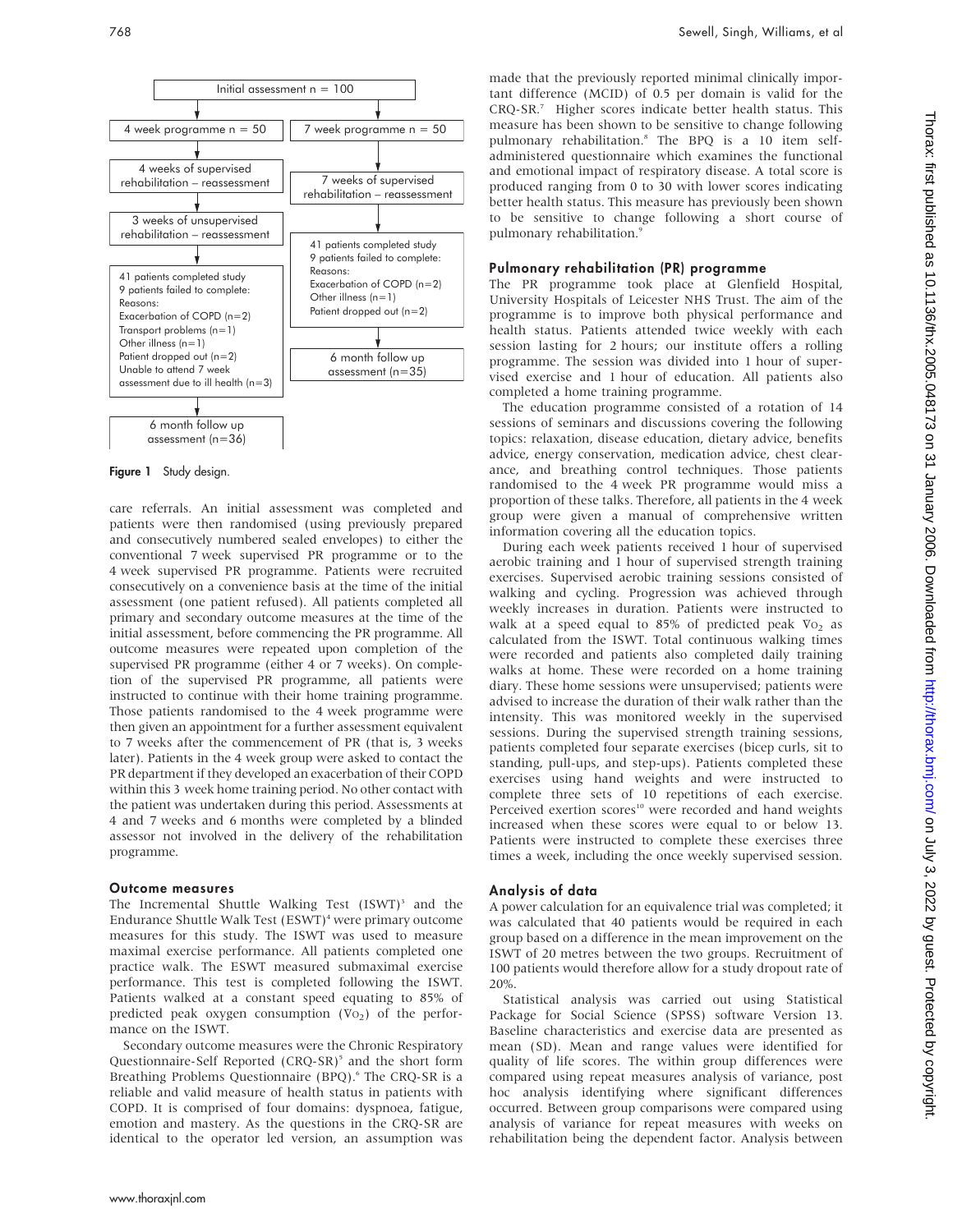Initial assessment n = 100

4 week programme n = 50 | 7 week programme n = 50

4 weeks of supervised rehabilitation – reassessment

3 weeks of unsupervised rehabilitation – reassessment

41 patients completed study
9 patients failed to complete:
Reasons:
Exacerbation of COPD (n=2)
Transport problems (n=1)
Other illness (n=1)
Patient dropped out (n=2)
Unable to attend 7 week assessment due to ill health (n=3)

6 month follow up assessment (n=36)

7 weeks of supervised rehabilitation – reassessment

41 patients completed study
9 patients failed to complete:
Reasons:
Exacerbation of COPD (n=2)
Other illness (n=1)
Patient dropped out (n=2)

6 month follow up assessment (n=35)

**Figure 1** Study design.

care referrals. An initial assessment was completed and patients were then randomised (using previously prepared and consecutively numbered sealed envelopes) to either the conventional 7 week supervised PR programme or to the 4 week supervised PR programme. Patients were recruited consecutively on a convenience basis at the time of the initial assessment (one patient refused). All patients completed all primary and secondary outcome measures at the time of the initial assessment, before commencing the PR programme. All outcome measures were repeated upon completion of the supervised PR programme (either 4 or 7 weeks). On completion of the supervised PR programme, all patients were instructed to continue with their home training programme. Those patients randomised to the 4 week programme were then given an appointment for a further assessment equivalent to 7 weeks after the commencement of PR (that is, 3 weeks later). Patients in the 4 week group were asked to contact the PR department if they developed an exacerbation of their COPD within this 3 week home training period. No other contact with the patient was undertaken during this period. Assessments at 4 and 7 weeks and 6 months were completed by a blinded assessor not involved in the delivery of the rehabilitation programme.

### Outcome measures

The Incremental Shuttle Walking Test (ISWT)[3] and the Endurance Shuttle Walk Test (ESWT)[4] were primary outcome measures for this study. The ISWT was used to measure maximal exercise performance. All patients completed one practice walk. The ESWT measured submaximal exercise performance. This test is completed following the ISWT. Patients walked at a constant speed equating to 85% of predicted peak oxygen consumption ($\dot{V}O_2$) of the performance on the ISWT.

Secondary outcome measures were the Chronic Respiratory Questionnaire-Self Reported (CRQ-SR)[5] and the short form Breathing Problems Questionnaire (BPQ).[6] The CRQ-SR is a reliable and valid measure of health status in patients with COPD. It is comprised of four domains: dyspnoea, fatigue, emotion and mastery. As the questions in the CRQ-SR are identical to the operator led version, an assumption was made that the previously reported minimal clinically important difference (MCID) of 0.5 per domain is valid for the CRQ-SR.[7] Higher scores indicate better health status. This measure has been shown to be sensitive to change following pulmonary rehabilitation.[8] The BPQ is a 10 item self-administered questionnaire which examines the functional and emotional impact of respiratory disease. A total score is produced ranging from 0 to 30 with lower scores indicating better health status. This measure has previously been shown to be sensitive to change following a short course of pulmonary rehabilitation.[9]

### Pulmonary rehabilitation (PR) programme

The PR programme took place at Glenfield Hospital, University Hospitals of Leicester NHS Trust. The aim of the programme is to improve both physical performance and health status. Patients attended twice weekly with each session lasting for 2 hours; our institute offers a rolling programme. The session was divided into 1 hour of supervised exercise and 1 hour of education. All patients also completed a home training programme.

The education programme consisted of a rotation of 14 sessions of seminars and discussions covering the following topics: relaxation, disease education, dietary advice, benefits advice, energy conservation, medication advice, chest clearance, and breathing control techniques. Those patients randomised to the 4 week PR programme would miss a proportion of these talks. Therefore, all patients in the 4 week group were given a manual of comprehensive written information covering all the education topics.

During each week patients received 1 hour of supervised aerobic training and 1 hour of supervised strength training exercises. Supervised aerobic training sessions consisted of walking and cycling. Progression was achieved through weekly increases in duration. Patients were instructed to walk at a speed equal to 85% of predicted peak $\dot{V}O_2$ as calculated from the ISWT. Total continuous walking times were recorded and patients also completed daily training walks at home. These were recorded on a home training diary. These home sessions were unsupervised; patients were advised to increase the duration of their walk rather than the intensity. This was monitored weekly in the supervised sessions. During the supervised strength training sessions, patients completed four separate exercises (bicep curls, sit to standing, pull-ups, and step-ups). Patients completed these exercises using hand weights and were instructed to complete three sets of 10 repetitions of each exercise. Perceived exertion scores[10] were recorded and hand weights increased when these scores were equal to or below 13. Patients were instructed to complete these exercises three times a week, including the once weekly supervised session.

### Analysis of data

A power calculation for an equivalence trial was completed; it was calculated that 40 patients would be required in each group based on a difference in the mean improvement on the ISWT of 20 metres between the two groups. Recruitment of 100 patients would therefore allow for a study dropout rate of 20%.

Statistical analysis was carried out using Statistical Package for Social Science (SPSS) software Version 13. Baseline characteristics and exercise data are presented as mean (SD). Mean and range values were identified for quality of life scores. The within group differences were compared using repeat measures analysis of variance, post hoc analysis identifying where significant differences occurred. Between group comparisons were compared using analysis of variance for repeat measures with weeks on rehabilitation being the dependent factor. Analysis between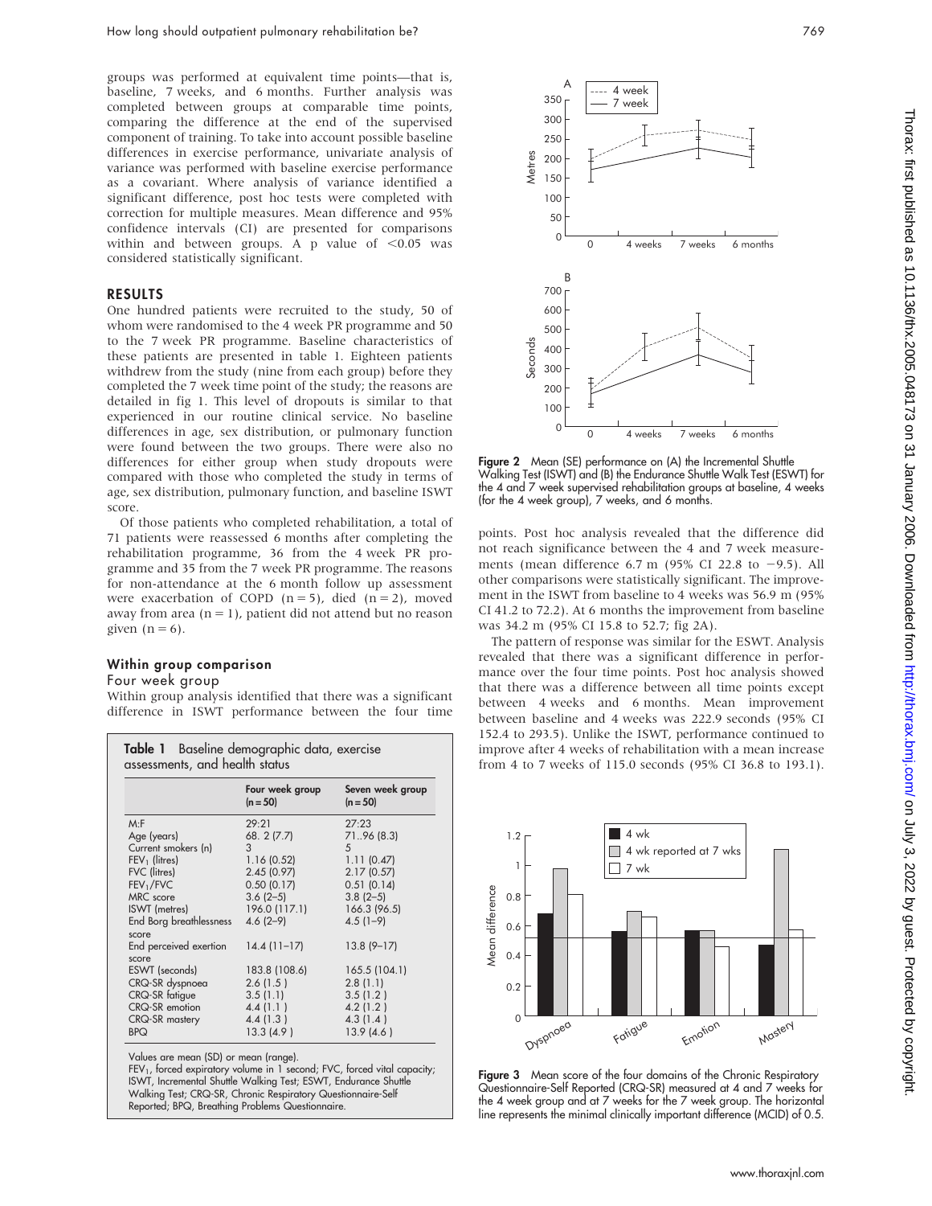groups was performed at equivalent time points—that is, baseline, 7 weeks, and 6 months. Further analysis was completed between groups at comparable time points, comparing the difference at the end of the supervised component of training. To take into account possible baseline differences in exercise performance, univariate analysis of variance was performed with baseline exercise performance as a covariant. Where analysis of variance identified a significant difference, post hoc tests were completed with correction for multiple measures. Mean difference and 95% confidence intervals (CI) are presented for comparisons within and between groups. A p value of $<0.05$ was considered statistically significant.

## RESULTS

One hundred patients were recruited to the study, 50 of whom were randomised to the 4 week PR programme and 50 to the 7 week PR programme. Baseline characteristics of these patients are presented in table 1. Eighteen patients withdrew from the study (nine from each group) before they completed the 7 week time point of the study; the reasons are detailed in fig 1. This level of dropouts is similar to that experienced in our routine clinical service. No baseline differences in age, sex distribution, or pulmonary function were found between the two groups. There were also no differences for either group when study dropouts were compared with those who completed the study in terms of age, sex distribution, pulmonary function, and baseline ISWT score.

Of those patients who completed rehabilitation, a total of 71 patients were reassessed 6 months after completing the rehabilitation programme, 36 from the 4 week PR programme and 35 from the 7 week PR programme. The reasons for non-attendance at the 6 month follow up assessment were exacerbation of COPD (n = 5), died (n = 2), moved away from area (n = 1), patient did not attend but no reason given (n = 6).

### Within group comparison

#### Four week group

Within group analysis identified that there was a significant difference in ISWT performance between the four time points. Post hoc analysis revealed that the difference did not reach significance between the 4 and 7 week measurements (mean difference 6.7 m (95% CI 22.8 to −9.5). All other comparisons were statistically significant. The improvement in the ISWT from baseline to 4 weeks was 56.9 m (95% CI 41.2 to 72.2). At 6 months the improvement from baseline was 34.2 m (95% CI 15.8 to 52.7; fig 2A).

The pattern of response was similar for the ESWT. Analysis revealed that there was a significant difference in performance over the four time points. Post hoc analysis showed that there was a difference between all time points except between 4 weeks and 6 months. Mean improvement between baseline and 4 weeks was 222.9 seconds (95% CI 152.4 to 293.5). Unlike the ISWT, performance continued to improve after 4 weeks of rehabilitation with a mean increase from 4 to 7 weeks of 115.0 seconds (95% CI 36.8 to 193.1).

**Table 1** Baseline demographic data, exercise assessments, and health status

| | Four week group (n = 50) | Seven week group (n = 50) |
|---|---|---|
| M:F | 29:21 | 27:23 |
| Age (years) | 68. 2 (7.7) | 71..96 (8.3) |
| Current smokers (n) | 3 | 5 |
| $FEV_1$ (litres) | 1.16 (0.52) | 1.11 (0.47) |
| FVC (litres) | 2.45 (0.97) | 2.17 (0.57) |
| $FEV_1$/FVC | 0.50 (0.17) | 0.51 (0.14) |
| MRC score | 3.6 (2–5) | 3.8 (2–5) |
| ISWT (metres) | 196.0 (117.1) | 166.3 (96.5) |
| End Borg breathlessness score | 4.6 (2–9) | 4.5 (1–9) |
| End perceived exertion score | 14.4 (11–17) | 13.8 (9–17) |
| ESWT (seconds) | 183.8 (108.6) | 165.5 (104.1) |
| CRQ-SR dyspnoea | 2.6 (1.5 ) | 2.8 (1.1) |
| CRQ-SR fatigue | 3.5 (1.1) | 3.5 (1.2 ) |
| CRQ-SR emotion | 4.4 (1.1 ) | 4.2 (1.2 ) |
| CRQ-SR mastery | 4.4 (1.3 ) | 4.3 (1.4 ) |
| BPQ | 13.3 (4.9 ) | 13.9 (4.6 ) |

Values are mean (SD) or mean (range).
$FEV_1$, forced expiratory volume in 1 second; FVC, forced vital capacity; ISWT, Incremental Shuttle Walking Test; ESWT, Endurance Shuttle Walking Test; CRQ-SR, Chronic Respiratory Questionnaire-Self Reported; BPQ, Breathing Problems Questionnaire.

**Figure 2** Mean (SE) performance on (A) the Incremental Shuttle Walking Test (ISWT) and (B) the Endurance Shuttle Walk Test (ESWT) for the 4 and 7 week supervised rehabilitation groups at baseline, 4 weeks (for the 4 week group), 7 weeks, and 6 months.

**Figure 3** Mean score of the four domains of the Chronic Respiratory Questionnaire-Self Reported (CRQ-SR) measured at 4 and 7 weeks for the 4 week group and at 7 weeks for the 7 week group. The horizontal line represents the minimal clinically important difference (MCID) of 0.5.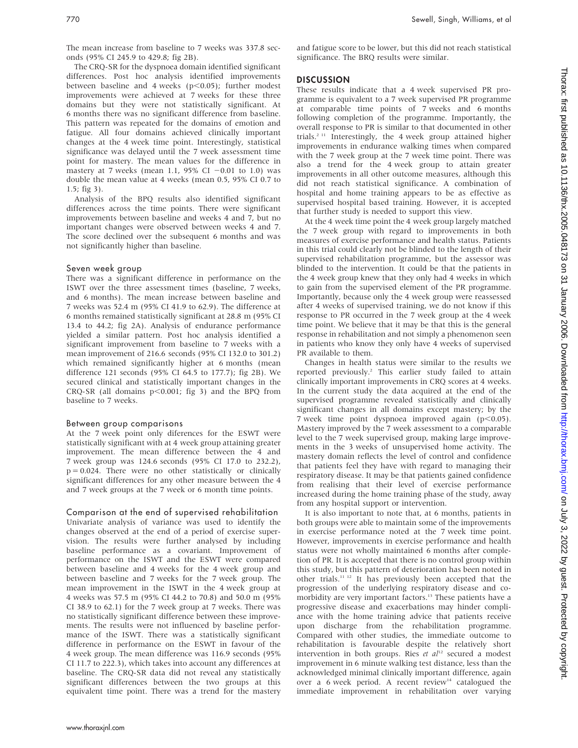The mean increase from baseline to 7 weeks was 337.8 seconds (95% CI 245.9 to 429.8; fig 2B).

The CRQ-SR for the dyspnoea domain identified significant differences. Post hoc analysis identified improvements between baseline and 4 weeks ($p<0.05$); further modest improvements were achieved at 7 weeks for these three domains but they were not statistically significant. At 6 months there was no significant difference from baseline. This pattern was repeated for the domains of emotion and fatigue. All four domains achieved clinically important changes at the 4 week time point. Interestingly, statistical significance was delayed until the 7 week assessment time point for mastery. The mean values for the difference in mastery at 7 weeks (mean 1.1, 95% CI −0.01 to 1.0) was double the mean value at 4 weeks (mean 0.5, 95% CI 0.7 to 1.5; fig 3).

Analysis of the BPQ results also identified significant differences across the time points. There were significant improvements between baseline and weeks 4 and 7, but no important changes were observed between weeks 4 and 7. The score declined over the subsequent 6 months and was not significantly higher than baseline.

### Seven week group

There was a significant difference in performance on the ISWT over the three assessment times (baseline, 7 weeks, and 6 months). The mean increase between baseline and 7 weeks was 52.4 m (95% CI 41.9 to 62.9). The difference at 6 months remained statistically significant at 28.8 m (95% CI 13.4 to 44.2; fig 2A). Analysis of endurance performance yielded a similar pattern. Post hoc analysis identified a significant improvement from baseline to 7 weeks with a mean improvement of 216.6 seconds (95% CI 132.0 to 301.2) which remained significantly higher at 6 months (mean difference 121 seconds (95% CI 64.5 to 177.7); fig 2B). We secured clinical and statistically important changes in the CRQ-SR (all domains $p<0.001$; fig 3) and the BPQ from baseline to 7 weeks.

### Between group comparisons

At the 7 week point only diferences for the ESWT were statistically significant with at 4 week group attaining greater improvement. The mean difference between the 4 and 7 week group was 124.6 seconds (95% CI 17.0 to 232.2), $p = 0.024$. There were no other statistically or clinically significant differences for any other measure between the 4 and 7 week groups at the 7 week or 6 month time points.

### Comparison at the end of supervised rehabilitation

Univariate analysis of variance was used to identify the changes observed at the end of a period of exercise supervision. The results were further analysed by including baseline performance as a covariant. Improvement of performance on the ISWT and the ESWT were compared between baseline and 4 weeks for the 4 week group and between baseline and 7 weeks for the 7 week group. The mean improvement in the ISWT in the 4 week group at 4 weeks was 57.5 m (95% CI 44.2 to 70.8) and 50.0 m (95% CI 38.9 to 62.1) for the 7 week group at 7 weeks. There was no statistically significant difference between these improvements. The results were not influenced by baseline performance of the ISWT. There was a statistically significant difference in performance on the ESWT in favour of the 4 week group. The mean difference was 116.9 seconds (95% CI 11.7 to 222.3), which takes into account any differences at baseline. The CRQ-SR data did not reveal any statistically significant differences between the two groups at this equivalent time point. There was a trend for the mastery and fatigue score to be lower, but this did not reach statistical significance. The BRQ results were similar.

## DISCUSSION

These results indicate that a 4 week supervised PR programme is equivalent to a 7 week supervised PR programme at comparable time points of 7 weeks and 6 months following completion of the programme. Importantly, the overall response to PR is similar to that documented in other trials.[2 11] Interestingly, the 4 week group attained higher improvements in endurance walking times when compared with the 7 week group at the 7 week time point. There was also a trend for the 4 week group to attain greater improvements in all other outcome measures, although this did not reach statistical significance. A combination of hospital and home training appears to be as effective as supervised hospital based training. However, it is accepted that further study is needed to support this view.

At the 4 week time point the 4 week group largely matched the 7 week group with regard to improvements in both measures of exercise performance and health status. Patients in this trial could clearly not be blinded to the length of their supervised rehabilitation programme, but the assessor was blinded to the intervention. It could be that the patients in the 4 week group knew that they only had 4 weeks in which to gain from the supervised element of the PR programme. Importantly, because only the 4 week group were reassessed after 4 weeks of supervised training, we do not know if this response to PR occurred in the 7 week group at the 4 week time point. We believe that it may be that this is the general response in rehabilitation and not simply a phenomenon seen in patients who know they only have 4 weeks of supervised PR available to them.

Changes in health status were similar to the results we reported previously.[2] This earlier study failed to attain clinically important improvements in CRQ scores at 4 weeks. In the current study the data acquired at the end of the supervised programme revealed statistically and clinically significant changes in all domains except mastery; by the 7 week time point dyspnoea improved again ($p<0.05$). Mastery improved by the 7 week assessment to a comparable level to the 7 week supervised group, making large improvements in the 3 weeks of unsupervised home activity. The mastery domain reflects the level of control and confidence that patients feel they have with regard to managing their respiratory disease. It may be that patients gained confidence from realising that their level of exercise performance increased during the home training phase of the study, away from any hospital support or intervention.

It is also important to note that, at 6 months, patients in both groups were able to maintain some of the improvements in exercise performance noted at the 7 week time point. However, improvements in exercise performance and health status were not wholly maintained 6 months after completion of PR. It is accepted that there is no control group within this study, but this pattern of deterioration has been noted in other trials.[11 12] It has previously been accepted that the progression of the underlying respiratory disease and co-morbidity are very important factors.[13] These patients have a progressive disease and exacerbations may hinder compliance with the home training advice that patients receive upon discharge from the rehabilitation programme. Compared with other studies, the immediate outcome to rehabilitation is favourable despite the relatively short intervention in both groups. Ries *et al*[12] secured a modest improvement in 6 minute walking test distance, less than the acknowledged minimal clinically important difference, again over a 6 week period. A recent review[14] catalogued the immediate improvement in rehabilitation over varying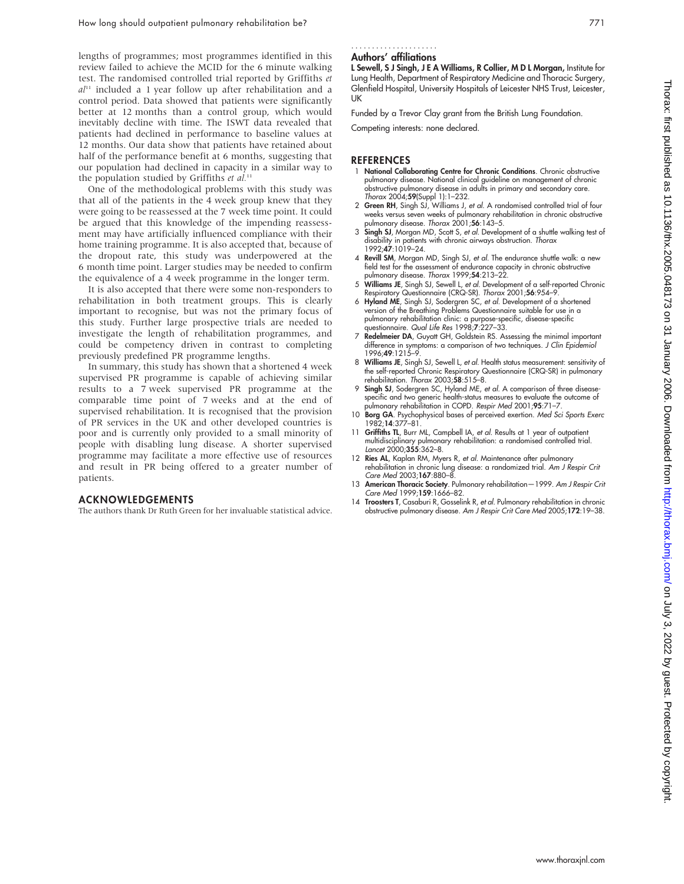lengths of programmes; most programmes identified in this review failed to achieve the MCID for the 6 minute walking test. The randomised controlled trial reported by Griffiths *et al*[11] included a 1 year follow up after rehabilitation and a control period. Data showed that patients were significantly better at 12 months than a control group, which would inevitably decline with time. The ISWT data revealed that patients had declined in performance to baseline values at 12 months. Our data show that patients have retained about half of the performance benefit at 6 months, suggesting that our population had declined in capacity in a similar way to the population studied by Griffiths *et al.*[11]

One of the methodological problems with this study was that all of the patients in the 4 week group knew that they were going to be reassessed at the 7 week time point. It could be argued that this knowledge of the impending reassessment may have artificially influenced compliance with their home training programme. It is also accepted that, because of the dropout rate, this study was underpowered at the 6 month time point. Larger studies may be needed to confirm the equivalence of a 4 week programme in the longer term.

It is also accepted that there were some non-responders to rehabilitation in both treatment groups. This is clearly important to recognise, but was not the primary focus of this study. Further large prospective trials are needed to investigate the length of rehabilitation programmes, and could be competency driven in contrast to completing previously predefined PR programme lengths.

In summary, this study has shown that a shortened 4 week supervised PR programme is capable of achieving similar results to a 7 week supervised PR programme at the comparable time point of 7 weeks and at the end of supervised rehabilitation. It is recognised that the provision of PR services in the UK and other developed countries is poor and is currently only provided to a small minority of people with disabling lung disease. A shorter supervised programme may facilitate a more effective use of resources and result in PR being offered to a greater number of patients.

## ACKNOWLEDGEMENTS

The authors thank Dr Ruth Green for her invaluable statistical advice.

### Authors' affiliations

**L Sewell, S J Singh, J E A Williams, R Collier, M D L Morgan,** Institute for Lung Health, Department of Respiratory Medicine and Thoracic Surgery, Glenfield Hospital, University Hospitals of Leicester NHS Trust, Leicester, UK

Funded by a Trevor Clay grant from the British Lung Foundation.

Competing interests: none declared.

## REFERENCES

1. **National Collaborating Centre for Chronic Conditions**. Chronic obstructive pulmonary disease. National clinical guideline on management of chronic obstructive pulmonary disease in adults in primary and secondary care. *Thorax* 2004;**59**(Suppl 1):1–232.
2. **Green RH**, Singh SJ, Williams J, *et al*. A randomised controlled trial of four weeks versus seven weeks of pulmonary rehabilitation in chronic obstructive pulmonary disease. *Thorax* 2001;**56**:143–5.
3. **Singh SJ**, Morgan MD, Scott S, *et al*. Development of a shuttle walking test of disability in patients with chronic airways obstruction. *Thorax* 1992;**47**:1019–24.
4. **Revill SM**, Morgan MD, Singh SJ, *et al*. The endurance shuttle walk: a new field test for the assessment of endurance capacity in chronic obstructive pulmonary disease. *Thorax* 1999;**54**:213–22.
5. **Williams JE**, Singh SJ, Sewell L, *et al*. Development of a self-reported Chronic Respiratory Questionnaire (CRQ-SR). *Thorax* 2001;**56**:954–9.
6. **Hyland ME**, Singh SJ, Sodergren SC, *et al*. Development of a shortened version of the Breathing Problems Questionnaire suitable for use in a pulmonary rehabilitation clinic: a purpose-specific, disease-specific questionnaire. *Qual Life Res* 1998;**7**:227–33.
7. **Redelmeier DA**, Guyatt GH, Goldstein RS. Assessing the minimal important difference in symptoms: a comparison of two techniques. *J Clin Epidemiol* 1996;**49**:1215–9.
8. **Williams JE**, Singh SJ, Sewell L, *et al*. Health status measurement: sensitivity of the self-reported Chronic Respiratory Questionnaire (CRQ-SR) in pulmonary rehabilitation. *Thorax* 2003;**58**:515–8.
9. **Singh SJ**, Sodergren SC, Hyland ME, *et al*. A comparison of three disease-specific and two generic health-status measures to evaluate the outcome of pulmonary rehabilitation in COPD. *Respir Med* 2001;**95**:71–7.
10. **Borg GA**. Psychophysical bases of perceived exertion. *Med Sci Sports Exerc* 1982;**14**:377–81.
11. **Griffiths TL**, Burr ML, Campbell IA, *et al*. Results at 1 year of outpatient multidisciplinary pulmonary rehabilitation: a randomised controlled trial. *Lancet* 2000;**355**:362–8.
12. **Ries AL**, Kaplan RM, Myers R, *et al*. Maintenance after pulmonary rehabilitation in chronic lung disease: a randomized trial. *Am J Respir Crit Care Med* 2003;**167**:880–8.
13. **American Thoracic Society**. Pulmonary rehabilitation—1999. *Am J Respir Crit Care Med* 1999;**159**:1666–82.
14. **Troosters T**, Casaburi R, Gosselink R, *et al*. Pulmonary rehabilitation in chronic obstructive pulmonary disease. *Am J Respir Crit Care Med* 2005;**172**:19–38.